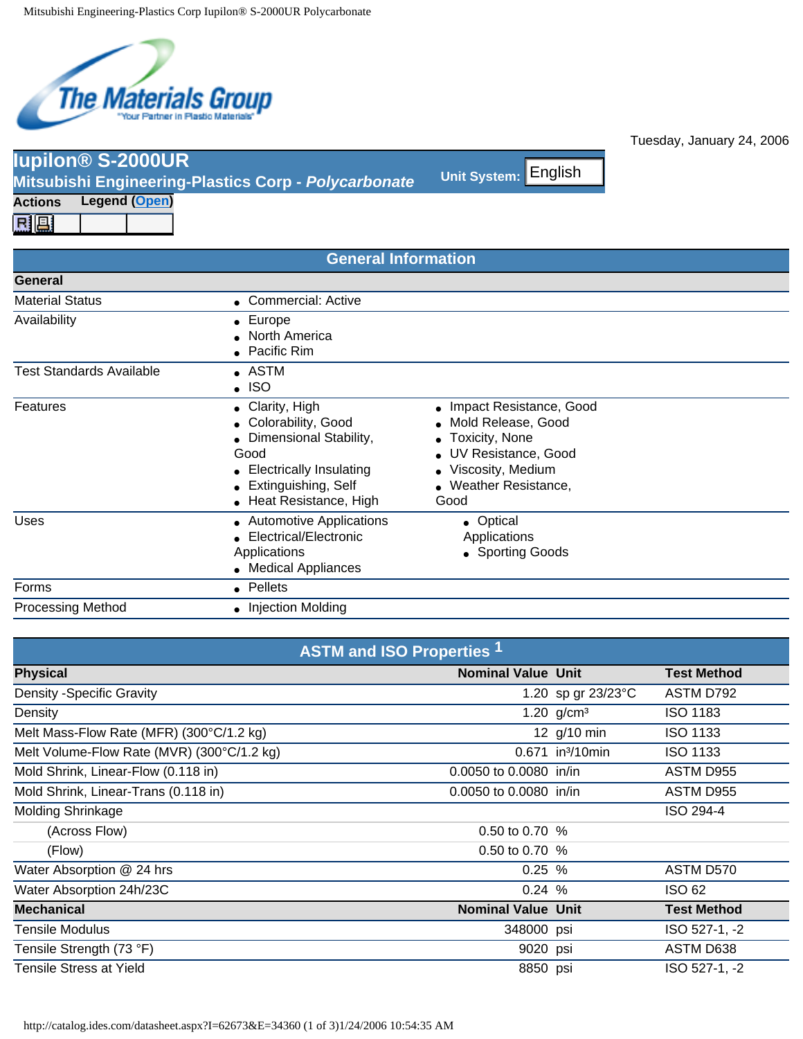Tuesday, January 24, 2006

# Iupilon® S-2000UR

## Mitsubishi Engineering-Plastics Corp - *Polycarbonate*

Unit System: English

**Actions** **Legend (Open)**

## General Information

| General | |
|---|---|
| Material Status | • Commercial: Active |
| Availability | • Europe<br>• North America<br>• Pacific Rim |
| Test Standards Available | • ASTM<br>• ISO |
| Features | • Clarity, High<br>• Colorability, Good<br>• Dimensional Stability, Good<br>• Electrically Insulating<br>• Extinguishing, Self<br>• Heat Resistance, High<br>• Impact Resistance, Good<br>• Mold Release, Good<br>• Toxicity, None<br>• UV Resistance, Good<br>• Viscosity, Medium<br>• Weather Resistance, Good |
| Uses | • Automotive Applications<br>• Electrical/Electronic Applications<br>• Medical Appliances<br>• Optical Applications<br>• Sporting Goods |
| Forms | • Pellets |
| Processing Method | • Injection Molding |

## ASTM and ISO Properties [1]

| Physical | Nominal Value | Unit | Test Method |
|---|---|---|---|
| Density -Specific Gravity | 1.20 | sp gr 23/23°C | ASTM D792 |
| Density | 1.20 | g/cm³ | ISO 1183 |
| Melt Mass-Flow Rate (MFR) (300°C/1.2 kg) | 12 | g/10 min | ISO 1133 |
| Melt Volume-Flow Rate (MVR) (300°C/1.2 kg) | 0.671 | in³/10min | ISO 1133 |
| Mold Shrink, Linear-Flow (0.118 in) | 0.0050 to 0.0080 | in/in | ASTM D955 |
| Mold Shrink, Linear-Trans (0.118 in) | 0.0050 to 0.0080 | in/in | ASTM D955 |
| Molding Shrinkage | | | ISO 294-4 |
| (Across Flow) | 0.50 to 0.70 | % | |
| (Flow) | 0.50 to 0.70 | % | |
| Water Absorption @ 24 hrs | 0.25 | % | ASTM D570 |
| Water Absorption 24h/23C | 0.24 | % | ISO 62 |
| **Mechanical** | **Nominal Value** | **Unit** | **Test Method** |
| Tensile Modulus | 348000 | psi | ISO 527-1, -2 |
| Tensile Strength (73 °F) | 9020 | psi | ASTM D638 |
| Tensile Stress at Yield | 8850 | psi | ISO 527-1, -2 |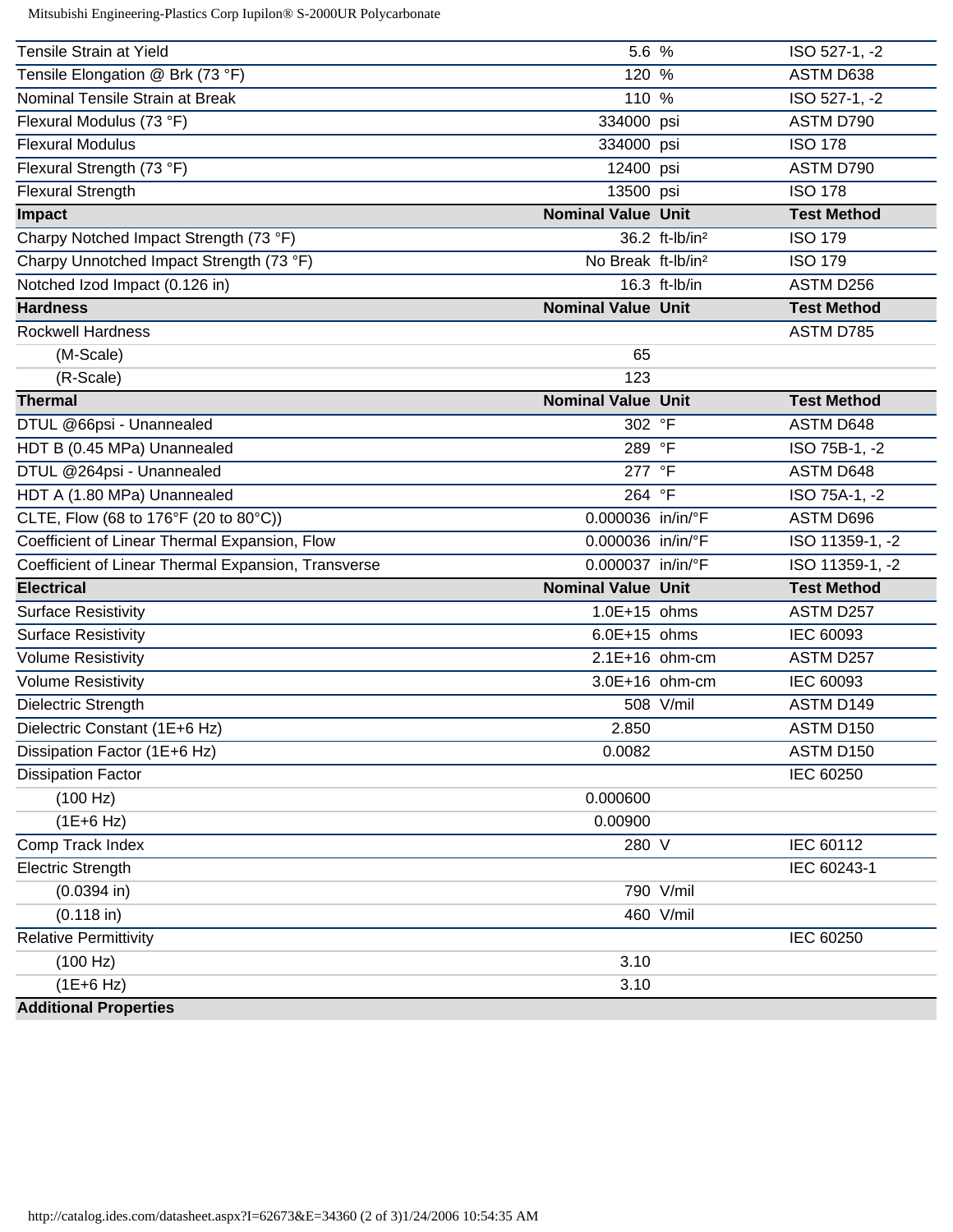| | Nominal Value | Unit | Test Method |
|---|---|---|---|
| Tensile Strain at Yield | 5.6 | % | ISO 527-1, -2 |
| Tensile Elongation @ Brk (73 °F) | 120 | % | ASTM D638 |
| Nominal Tensile Strain at Break | 110 | % | ISO 527-1, -2 |
| Flexural Modulus (73 °F) | 334000 | psi | ASTM D790 |
| Flexural Modulus | 334000 | psi | ISO 178 |
| Flexural Strength (73 °F) | 12400 | psi | ASTM D790 |
| Flexural Strength | 13500 | psi | ISO 178 |

| Impact | Nominal Value | Unit | Test Method |
|---|---|---|---|
| Charpy Notched Impact Strength (73 °F) | 36.2 | ft-lb/in² | ISO 179 |
| Charpy Unnotched Impact Strength (73 °F) | No Break | ft-lb/in² | ISO 179 |
| Notched Izod Impact (0.126 in) | 16.3 | ft-lb/in | ASTM D256 |

| Hardness | Nominal Value | Unit | Test Method |
|---|---|---|---|
| Rockwell Hardness | | | ASTM D785 |
| (M-Scale) | 65 | | |
| (R-Scale) | 123 | | |

| Thermal | Nominal Value | Unit | Test Method |
|---|---|---|---|
| DTUL @66psi - Unannealed | 302 | °F | ASTM D648 |
| HDT B (0.45 MPa) Unannealed | 289 | °F | ISO 75B-1, -2 |
| DTUL @264psi - Unannealed | 277 | °F | ASTM D648 |
| HDT A (1.80 MPa) Unannealed | 264 | °F | ISO 75A-1, -2 |
| CLTE, Flow (68 to 176°F (20 to 80°C)) | 0.000036 | in/in/°F | ASTM D696 |
| Coefficient of Linear Thermal Expansion, Flow | 0.000036 | in/in/°F | ISO 11359-1, -2 |
| Coefficient of Linear Thermal Expansion, Transverse | 0.000037 | in/in/°F | ISO 11359-1, -2 |

| Electrical | Nominal Value | Unit | Test Method |
|---|---|---|---|
| Surface Resistivity | 1.0E+15 | ohms | ASTM D257 |
| Surface Resistivity | 6.0E+15 | ohms | IEC 60093 |
| Volume Resistivity | 2.1E+16 | ohm-cm | ASTM D257 |
| Volume Resistivity | 3.0E+16 | ohm-cm | IEC 60093 |
| Dielectric Strength | 508 | V/mil | ASTM D149 |
| Dielectric Constant (1E+6 Hz) | 2.850 | | ASTM D150 |
| Dissipation Factor (1E+6 Hz) | 0.0082 | | ASTM D150 |
| Dissipation Factor | | | IEC 60250 |
| (100 Hz) | 0.000600 | | |
| (1E+6 Hz) | 0.00900 | | |
| Comp Track Index | 280 | V | IEC 60112 |
| Electric Strength | | | IEC 60243-1 |
| (0.0394 in) | 790 | V/mil | |
| (0.118 in) | 460 | V/mil | |
| Relative Permittivity | | | IEC 60250 |
| (100 Hz) | 3.10 | | |
| (1E+6 Hz) | 3.10 | | |

**Additional Properties**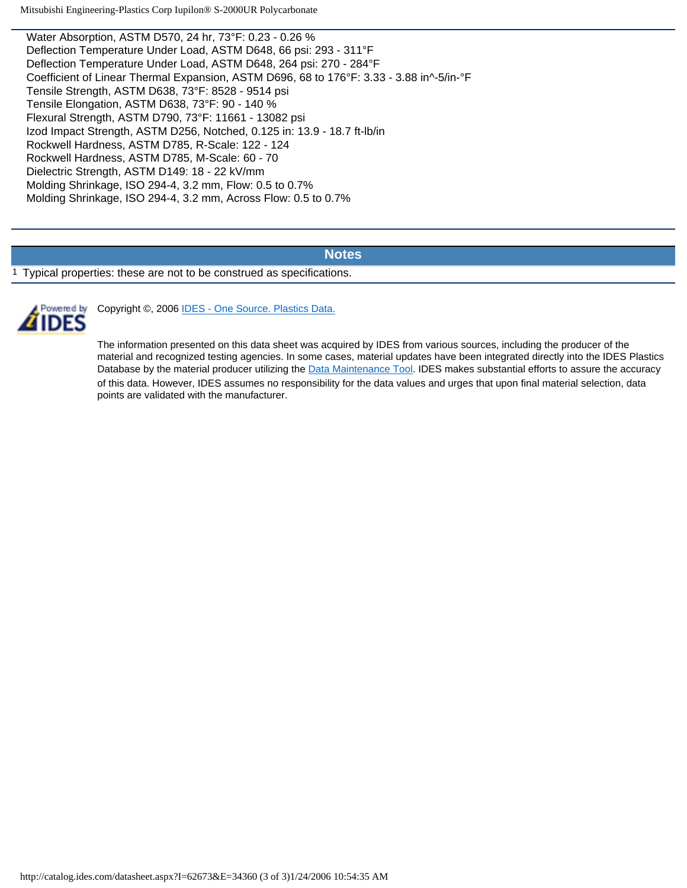Water Absorption, ASTM D570, 24 hr, 73°F: 0.23 - 0.26 %
Deflection Temperature Under Load, ASTM D648, 66 psi: 293 - 311°F
Deflection Temperature Under Load, ASTM D648, 264 psi: 270 - 284°F
Coefficient of Linear Thermal Expansion, ASTM D696, 68 to 176°F: 3.33 - 3.88 in^-5/in-°F
Tensile Strength, ASTM D638, 73°F: 8528 - 9514 psi
Tensile Elongation, ASTM D638, 73°F: 90 - 140 %
Flexural Strength, ASTM D790, 73°F: 11661 - 13082 psi
Izod Impact Strength, ASTM D256, Notched, 0.125 in: 13.9 - 18.7 ft-lb/in
Rockwell Hardness, ASTM D785, R-Scale: 122 - 124
Rockwell Hardness, ASTM D785, M-Scale: 60 - 70
Dielectric Strength, ASTM D149: 18 - 22 kV/mm
Molding Shrinkage, ISO 294-4, 3.2 mm, Flow: 0.5 to 0.7%
Molding Shrinkage, ISO 294-4, 3.2 mm, Across Flow: 0.5 to 0.7%

## Notes

[1] Typical properties: these are not to be construed as specifications.

Powered by IDES

Copyright ©, 2006 IDES - One Source. Plastics Data.

The information presented on this data sheet was acquired by IDES from various sources, including the producer of the material and recognized testing agencies. In some cases, material updates have been integrated directly into the IDES Plastics Database by the material producer utilizing the Data Maintenance Tool. IDES makes substantial efforts to assure the accuracy of this data. However, IDES assumes no responsibility for the data values and urges that upon final material selection, data points are validated with the manufacturer.